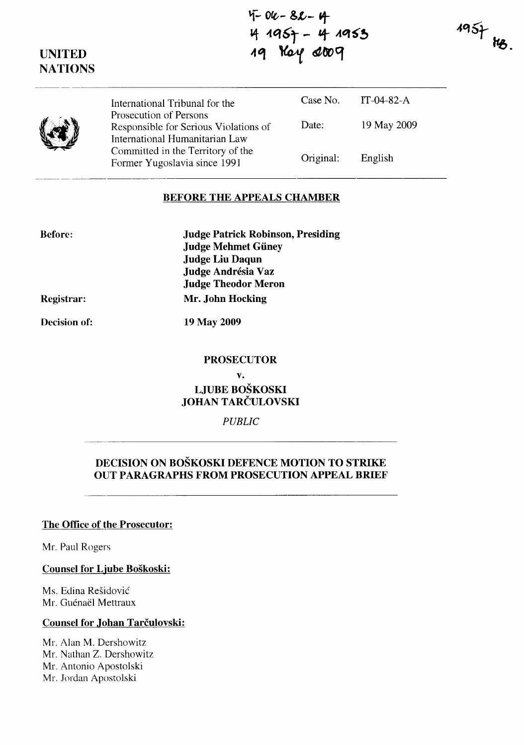IT-04-82-A
4 1957 - 4 1953
19 May 2009

1957 MB.

**UNITED NATIONS**

| International Tribunal for the Prosecution of Persons Responsible for Serious Violations of International Humanitarian Law Committed in the Territory of the Former Yugoslavia since 1991 | Case No. | IT-04-82-A |
|---|---|---|
| | Date: | 19 May 2009 |
| | Original: | English |

## BEFORE THE APPEALS CHAMBER

**Before:**
**Judge Patrick Robinson, Presiding**
**Judge Mehmet Güney**
**Judge Liu Daqun**
**Judge Andrésia Vaz**
**Judge Theodor Meron**

**Registrar:** **Mr. John Hocking**

**Decision of:** **19 May 2009**

**PROSECUTOR**

**v.**

**LJUBE BOŠKOSKI**
**JOHAN TARČULOVSKI**

*PUBLIC*

## DECISION ON BOŠKOSKI DEFENCE MOTION TO STRIKE OUT PARAGRAPHS FROM PROSECUTION APPEAL BRIEF

**The Office of the Prosecutor:**

Mr. Paul Rogers

**Counsel for Ljube Boškoski:**

Ms. Edina Rešidović
Mr. Guénaël Mettraux

**Counsel for Johan Tarčulovski:**

Mr. Alan M. Dershowitz
Mr. Nathan Z. Dershowitz
Mr. Antonio Apostolski
Mr. Jordan Apostolski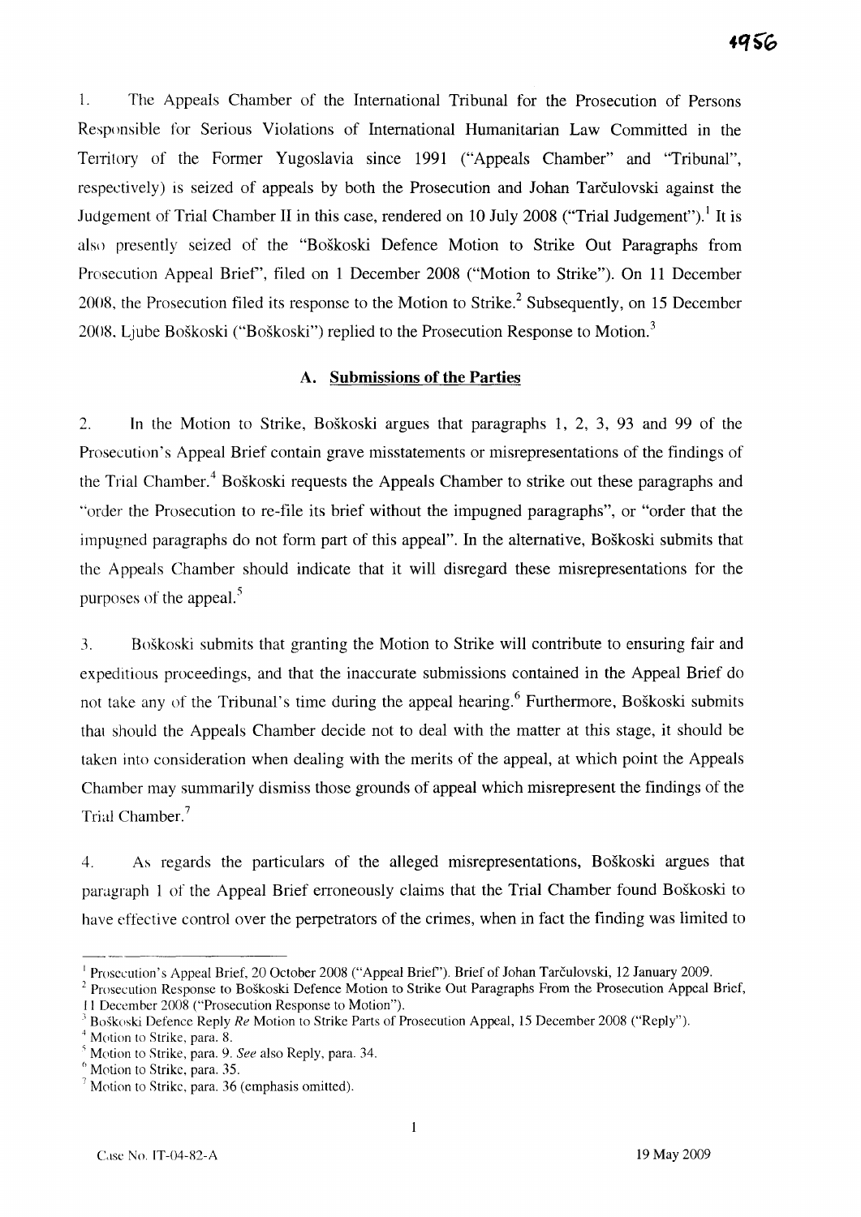1. The Appeals Chamber of the International Tribunal for the Prosecution of Persons Responsible for Serious Violations of International Humanitarian Law Committed in the Territory of the Former Yugoslavia since 1991 ("Appeals Chamber" and "Tribunal", respectively) is seized of appeals by both the Prosecution and Johan Tarčulovski against the Judgement of Trial Chamber II in this case, rendered on 10 July 2008 ("Trial Judgement").[1] It is also presently seized of the "Boškoski Defence Motion to Strike Out Paragraphs from Prosecution Appeal Brief", filed on 1 December 2008 ("Motion to Strike"). On 11 December 2008, the Prosecution filed its response to the Motion to Strike.[2] Subsequently, on 15 December 2008, Ljube Boškoski ("Boškoski") replied to the Prosecution Response to Motion.[3]

### A. Submissions of the Parties

2. In the Motion to Strike, Boškoski argues that paragraphs 1, 2, 3, 93 and 99 of the Prosecution's Appeal Brief contain grave misstatements or misrepresentations of the findings of the Trial Chamber.[4] Boškoski requests the Appeals Chamber to strike out these paragraphs and "order the Prosecution to re-file its brief without the impugned paragraphs", or "order that the impugned paragraphs do not form part of this appeal". In the alternative, Boškoski submits that the Appeals Chamber should indicate that it will disregard these misrepresentations for the purposes of the appeal.[5]

3. Boškoski submits that granting the Motion to Strike will contribute to ensuring fair and expeditious proceedings, and that the inaccurate submissions contained in the Appeal Brief do not take any of the Tribunal's time during the appeal hearing.[6] Furthermore, Boškoski submits that should the Appeals Chamber decide not to deal with the matter at this stage, it should be taken into consideration when dealing with the merits of the appeal, at which point the Appeals Chamber may summarily dismiss those grounds of appeal which misrepresent the findings of the Trial Chamber.[7]

4. As regards the particulars of the alleged misrepresentations, Boškoski argues that paragraph 1 of the Appeal Brief erroneously claims that the Trial Chamber found Boškoski to have effective control over the perpetrators of the crimes, when in fact the finding was limited to

---

[1] Prosecution's Appeal Brief, 20 October 2008 ("Appeal Brief"). Brief of Johan Tarčulovski, 12 January 2009.

[2] Prosecution Response to Boškoski Defence Motion to Strike Out Paragraphs From the Prosecution Appeal Brief, 11 December 2008 ("Prosecution Response to Motion").

[3] Boškoski Defence Reply *Re* Motion to Strike Parts of Prosecution Appeal, 15 December 2008 ("Reply").

[4] Motion to Strike, para. 8.

[5] Motion to Strike, para. 9. *See* also Reply, para. 34.

[6] Motion to Strike, para. 35.

[7] Motion to Strike, para. 36 (emphasis omitted).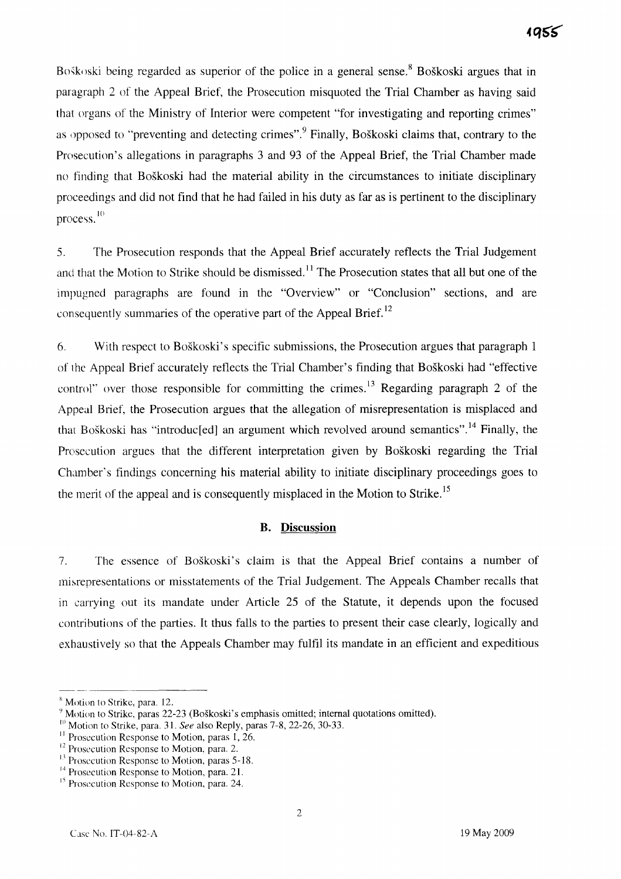Boškoski being regarded as superior of the police in a general sense.[8] Boškoski argues that in paragraph 2 of the Appeal Brief, the Prosecution misquoted the Trial Chamber as having said that organs of the Ministry of Interior were competent "for investigating and reporting crimes" as opposed to "preventing and detecting crimes".[9] Finally, Boškoski claims that, contrary to the Prosecution's allegations in paragraphs 3 and 93 of the Appeal Brief, the Trial Chamber made no finding that Boškoski had the material ability in the circumstances to initiate disciplinary proceedings and did not find that he had failed in his duty as far as is pertinent to the disciplinary process.[10]

5. The Prosecution responds that the Appeal Brief accurately reflects the Trial Judgement and that the Motion to Strike should be dismissed.[11] The Prosecution states that all but one of the impugned paragraphs are found in the "Overview" or "Conclusion" sections, and are consequently summaries of the operative part of the Appeal Brief.[12]

6. With respect to Boškoski's specific submissions, the Prosecution argues that paragraph 1 of the Appeal Brief accurately reflects the Trial Chamber's finding that Boškoski had "effective control" over those responsible for committing the crimes.[13] Regarding paragraph 2 of the Appeal Brief, the Prosecution argues that the allegation of misrepresentation is misplaced and that Boškoski has "introduc[ed] an argument which revolved around semantics".[14] Finally, the Prosecution argues that the different interpretation given by Boškoski regarding the Trial Chamber's findings concerning his material ability to initiate disciplinary proceedings goes to the merit of the appeal and is consequently misplaced in the Motion to Strike.[15]

### B. Discussion

7. The essence of Boškoski's claim is that the Appeal Brief contains a number of misrepresentations or misstatements of the Trial Judgement. The Appeals Chamber recalls that in carrying out its mandate under Article 25 of the Statute, it depends upon the focused contributions of the parties. It thus falls to the parties to present their case clearly, logically and exhaustively so that the Appeals Chamber may fulfil its mandate in an efficient and expeditious

---

[8] Motion to Strike, para. 12.

[9] Motion to Strike, paras 22-23 (Boškoski's emphasis omitted; internal quotations omitted).

[10] Motion to Strike, para. 31. *See* also Reply, paras 7-8, 22-26, 30-33.

[11] Prosecution Response to Motion, paras 1, 26.

[12] Prosecution Response to Motion, para. 2.

[13] Prosecution Response to Motion, paras 5-18.

[14] Prosecution Response to Motion, para. 21.

[15] Prosecution Response to Motion, para. 24.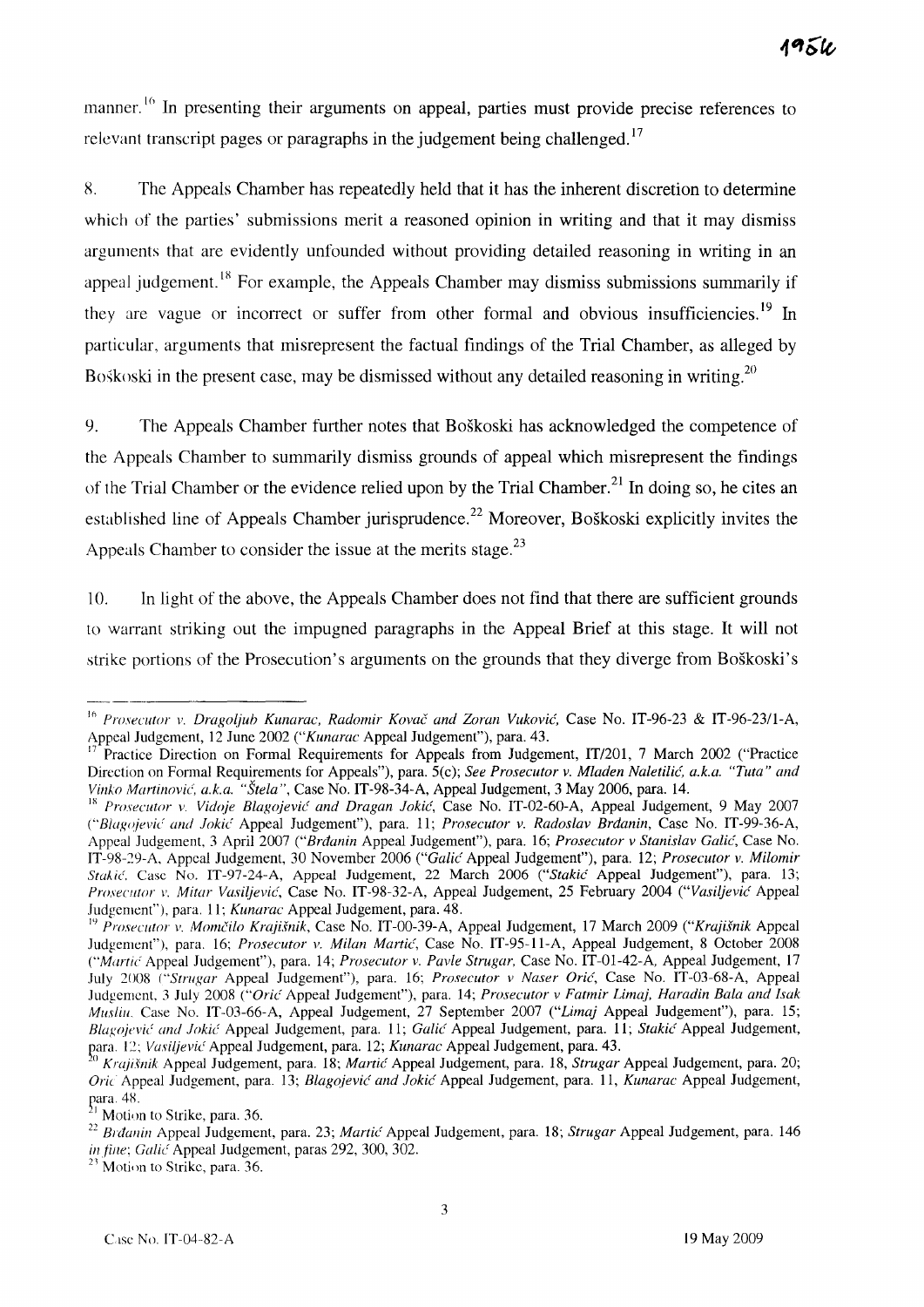manner.[16] In presenting their arguments on appeal, parties must provide precise references to relevant transcript pages or paragraphs in the judgement being challenged.[17]

8. The Appeals Chamber has repeatedly held that it has the inherent discretion to determine which of the parties' submissions merit a reasoned opinion in writing and that it may dismiss arguments that are evidently unfounded without providing detailed reasoning in writing in an appeal judgement.[18] For example, the Appeals Chamber may dismiss submissions summarily if they are vague or incorrect or suffer from other formal and obvious insufficiencies.[19] In particular, arguments that misrepresent the factual findings of the Trial Chamber, as alleged by Boškoski in the present case, may be dismissed without any detailed reasoning in writing.[20]

9. The Appeals Chamber further notes that Boškoski has acknowledged the competence of the Appeals Chamber to summarily dismiss grounds of appeal which misrepresent the findings of the Trial Chamber or the evidence relied upon by the Trial Chamber.[21] In doing so, he cites an established line of Appeals Chamber jurisprudence.[22] Moreover, Boškoski explicitly invites the Appeals Chamber to consider the issue at the merits stage.[23]

10. In light of the above, the Appeals Chamber does not find that there are sufficient grounds to warrant striking out the impugned paragraphs in the Appeal Brief at this stage. It will not strike portions of the Prosecution's arguments on the grounds that they diverge from Boškoski's

---

[16] *Prosecutor v. Dragoljub Kunarac, Radomir Kovač and Zoran Vuković*, Case No. IT-96-23 & IT-96-23/1-A, Appeal Judgement, 12 June 2002 ("*Kunarac* Appeal Judgement"), para. 43.

[17] Practice Direction on Formal Requirements for Appeals from Judgement, IT/201, 7 March 2002 ("Practice Direction on Formal Requirements for Appeals"), para. 5(c); *See Prosecutor v. Mladen Naletilić, a.k.a. "Tuta" and Vinko Martinović, a.k.a. "Štela"*, Case No. IT-98-34-A, Appeal Judgement, 3 May 2006, para. 14.

[18] *Prosecutor v. Vidoje Blagojević and Dragan Jokić*, Case No. IT-02-60-A, Appeal Judgement, 9 May 2007 ("*Blagojević and Jokić* Appeal Judgement"), para. 11; *Prosecutor v. Radoslav Brđanin*, Case No. IT-99-36-A, Appeal Judgement, 3 April 2007 ("*Brđanin* Appeal Judgement"), para. 16; *Prosecutor v Stanislav Galić*, Case No. IT-98-29-A, Appeal Judgement, 30 November 2006 ("*Galić* Appeal Judgement"), para. 12; *Prosecutor v. Milomir Stakić*, Case No. IT-97-24-A, Appeal Judgement, 22 March 2006 ("*Stakić* Appeal Judgement"), para. 13; *Prosecutor v. Mitar Vasiljević*, Case No. IT-98-32-A, Appeal Judgement, 25 February 2004 ("*Vasiljević* Appeal Judgement"), para. 11; *Kunarac* Appeal Judgement, para. 48.

[19] *Prosecutor v. Momčilo Krajišnik*, Case No. IT-00-39-A, Appeal Judgement, 17 March 2009 ("*Krajišnik* Appeal Judgement"), para. 16; *Prosecutor v. Milan Martić*, Case No. IT-95-11-A, Appeal Judgement, 8 October 2008 ("*Martić* Appeal Judgement"), para. 14; *Prosecutor v. Pavle Strugar*, Case No. IT-01-42-A, Appeal Judgement, 17 July 2008 ("*Strugar* Appeal Judgement"), para. 16; *Prosecutor v Naser Orić*, Case No. IT-03-68-A, Appeal Judgement, 3 July 2008 ("*Orić* Appeal Judgement"), para. 14; *Prosecutor v Fatmir Limaj, Haradin Bala and Isak Musliu*, Case No. IT-03-66-A, Appeal Judgement, 27 September 2007 ("*Limaj* Appeal Judgement"), para. 15; *Blagojević and Jokić* Appeal Judgement, para. 11; *Galić* Appeal Judgement, para. 11; *Stakić* Appeal Judgement, para. 12; *Vasiljević* Appeal Judgement, para. 12; *Kunarac* Appeal Judgement, para. 43.

[20] *Krajišnik* Appeal Judgement, para. 18; *Martić* Appeal Judgement, para. 18, *Strugar* Appeal Judgement, para. 20; *Orić* Appeal Judgement, para. 13; *Blagojević and Jokić* Appeal Judgement, para. 11, *Kunarac* Appeal Judgement, para. 48.

[21] Motion to Strike, para. 36.

[22] *Brđanin* Appeal Judgement, para. 23; *Martić* Appeal Judgement, para. 18; *Strugar* Appeal Judgement, para. 146 *in fine*; *Galić* Appeal Judgement, paras 292, 300, 302.

[23] Motion to Strike, para. 36.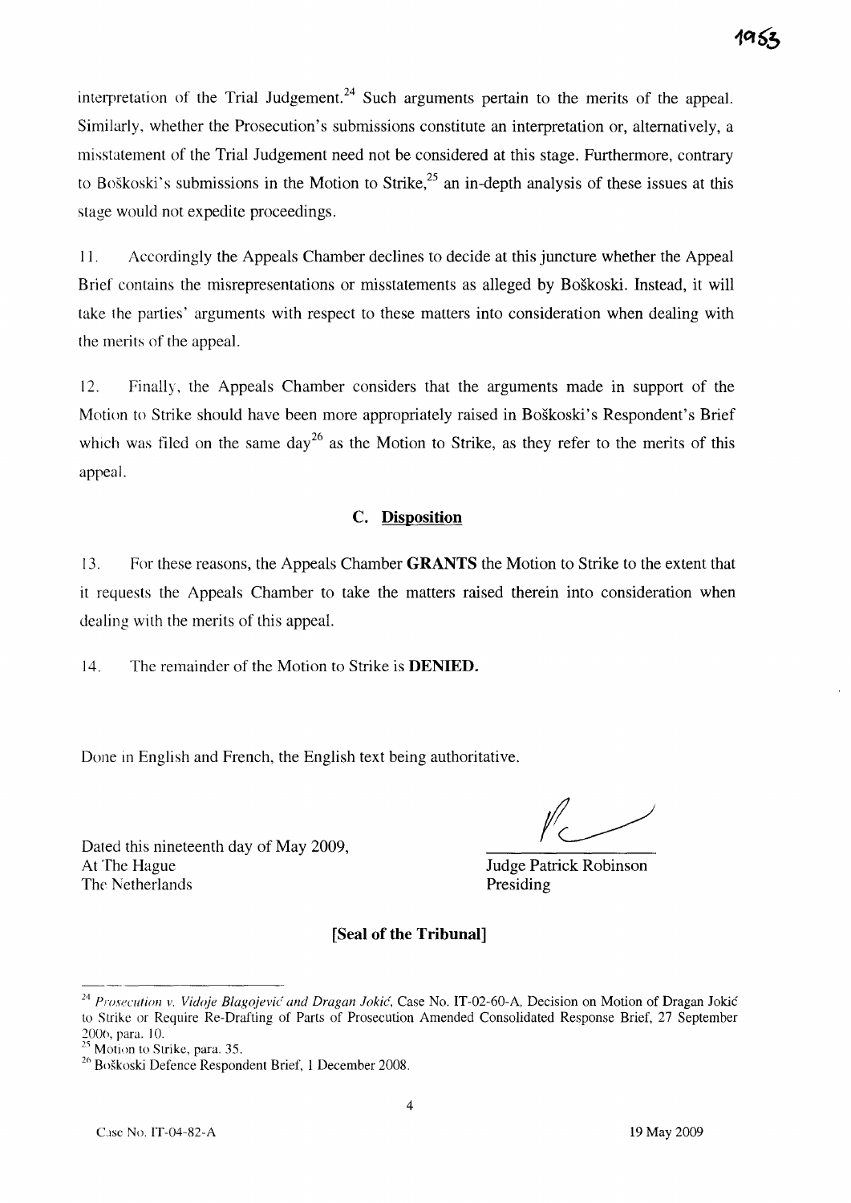interpretation of the Trial Judgement.[24] Such arguments pertain to the merits of the appeal. Similarly, whether the Prosecution's submissions constitute an interpretation or, alternatively, a misstatement of the Trial Judgement need not be considered at this stage. Furthermore, contrary to Boškoski's submissions in the Motion to Strike,[25] an in-depth analysis of these issues at this stage would not expedite proceedings.

11. Accordingly the Appeals Chamber declines to decide at this juncture whether the Appeal Brief contains the misrepresentations or misstatements as alleged by Boškoski. Instead, it will take the parties' arguments with respect to these matters into consideration when dealing with the merits of the appeal.

12. Finally, the Appeals Chamber considers that the arguments made in support of the Motion to Strike should have been more appropriately raised in Boškoski's Respondent's Brief which was filed on the same day[26] as the Motion to Strike, as they refer to the merits of this appeal.

## C. Disposition

13. For these reasons, the Appeals Chamber **GRANTS** the Motion to Strike to the extent that it requests the Appeals Chamber to take the matters raised therein into consideration when dealing with the merits of this appeal.

14. The remainder of the Motion to Strike is **DENIED.**

Done in English and French, the English text being authoritative.

Dated this nineteenth day of May 2009,
At The Hague
The Netherlands

Judge Patrick Robinson
Presiding

**[Seal of the Tribunal]**

---

[24] *Prosecution v. Vidoje Blagojević and Dragan Jokić*, Case No. IT-02-60-A, Decision on Motion of Dragan Jokić to Strike or Require Re-Drafting of Parts of Prosecution Amended Consolidated Response Brief, 27 September 2006, para. 10.

[25] Motion to Strike, para. 35.

[26] Boškoski Defence Respondent Brief, 1 December 2008.